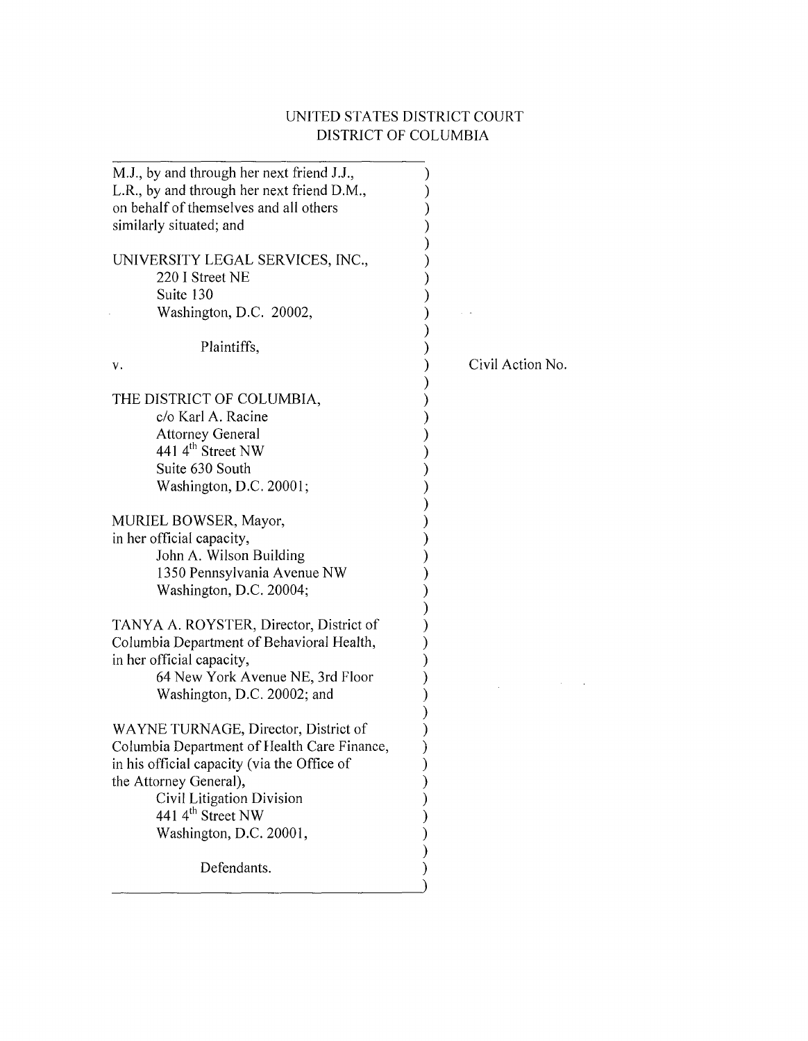UNITED STATES DISTRICT COURT
DISTRICT OF COLUMBIA

M.J., by and through her next friend J.J.,
L.R., by and through her next friend D.M.,
on behalf of themselves and all others
similarly situated; and

UNIVERSITY LEGAL SERVICES, INC.,
220 I Street NE
Suite 130
Washington, D.C. 20002,

Plaintiffs,

v.

Civil Action No.

THE DISTRICT OF COLUMBIA,
c/o Karl A. Racine
Attorney General
441 4th Street NW
Suite 630 South
Washington, D.C. 20001;

MURIEL BOWSER, Mayor,
in her official capacity,
John A. Wilson Building
1350 Pennsylvania Avenue NW
Washington, D.C. 20004;

TANYA A. ROYSTER, Director, District of
Columbia Department of Behavioral Health,
in her official capacity,
64 New York Avenue NE, 3rd Floor
Washington, D.C. 20002; and

WAYNE TURNAGE, Director, District of
Columbia Department of Health Care Finance,
in his official capacity (via the Office of
the Attorney General),
Civil Litigation Division
441 4th Street NW
Washington, D.C. 20001,

Defendants.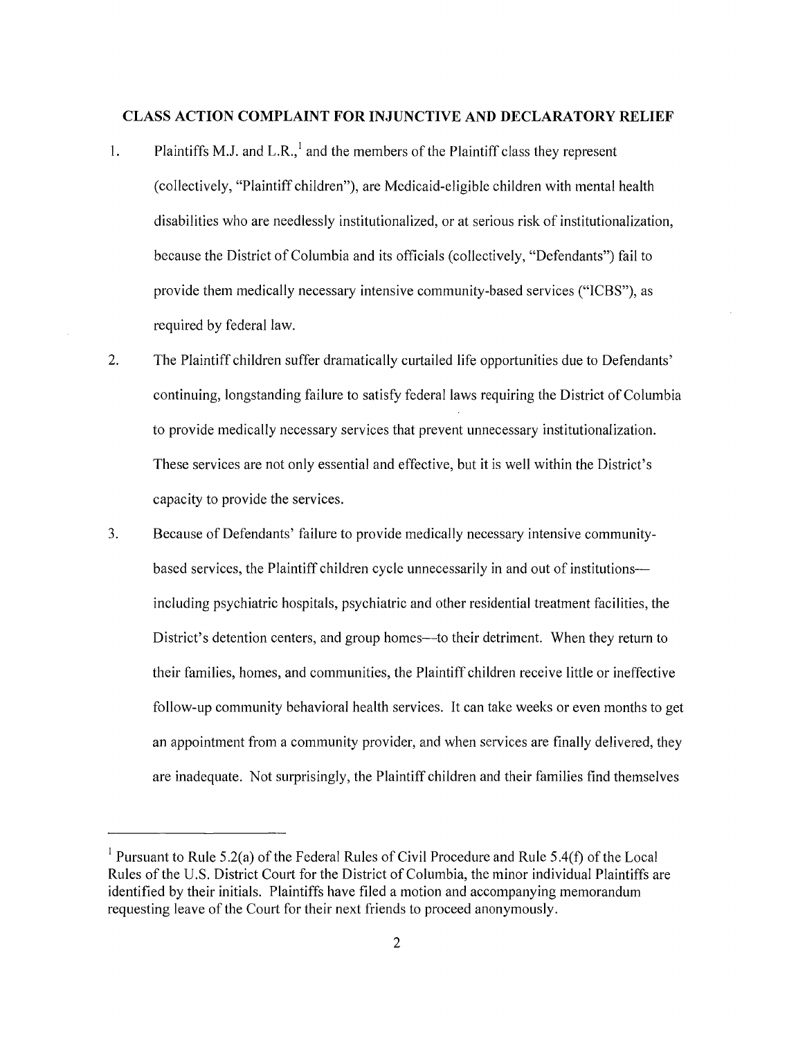## CLASS ACTION COMPLAINT FOR INJUNCTIVE AND DECLARATORY RELIEF

1. Plaintiffs M.J. and L.R.,[1] and the members of the Plaintiff class they represent (collectively, "Plaintiff children"), are Medicaid-eligible children with mental health disabilities who are needlessly institutionalized, or at serious risk of institutionalization, because the District of Columbia and its officials (collectively, "Defendants") fail to provide them medically necessary intensive community-based services ("ICBS"), as required by federal law.

2. The Plaintiff children suffer dramatically curtailed life opportunities due to Defendants' continuing, longstanding failure to satisfy federal laws requiring the District of Columbia to provide medically necessary services that prevent unnecessary institutionalization. These services are not only essential and effective, but it is well within the District's capacity to provide the services.

3. Because of Defendants' failure to provide medically necessary intensive community-based services, the Plaintiff children cycle unnecessarily in and out of institutions—including psychiatric hospitals, psychiatric and other residential treatment facilities, the District's detention centers, and group homes—to their detriment. When they return to their families, homes, and communities, the Plaintiff children receive little or ineffective follow-up community behavioral health services. It can take weeks or even months to get an appointment from a community provider, and when services are finally delivered, they are inadequate. Not surprisingly, the Plaintiff children and their families find themselves

---

[1] Pursuant to Rule 5.2(a) of the Federal Rules of Civil Procedure and Rule 5.4(f) of the Local Rules of the U.S. District Court for the District of Columbia, the minor individual Plaintiffs are identified by their initials. Plaintiffs have filed a motion and accompanying memorandum requesting leave of the Court for their next friends to proceed anonymously.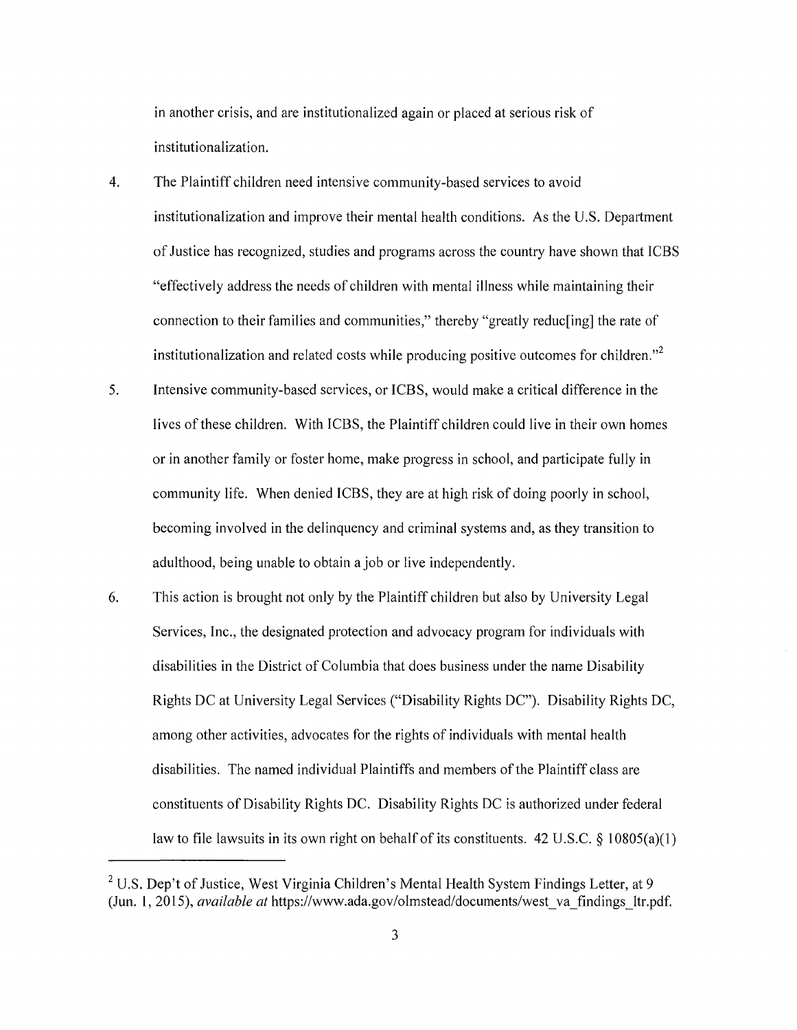in another crisis, and are institutionalized again or placed at serious risk of institutionalization.

4. The Plaintiff children need intensive community-based services to avoid institutionalization and improve their mental health conditions. As the U.S. Department of Justice has recognized, studies and programs across the country have shown that ICBS "effectively address the needs of children with mental illness while maintaining their connection to their families and communities," thereby "greatly reduc[ing] the rate of institutionalization and related costs while producing positive outcomes for children."[2]

5. Intensive community-based services, or ICBS, would make a critical difference in the lives of these children. With ICBS, the Plaintiff children could live in their own homes or in another family or foster home, make progress in school, and participate fully in community life. When denied ICBS, they are at high risk of doing poorly in school, becoming involved in the delinquency and criminal systems and, as they transition to adulthood, being unable to obtain a job or live independently.

6. This action is brought not only by the Plaintiff children but also by University Legal Services, Inc., the designated protection and advocacy program for individuals with disabilities in the District of Columbia that does business under the name Disability Rights DC at University Legal Services ("Disability Rights DC"). Disability Rights DC, among other activities, advocates for the rights of individuals with mental health disabilities. The named individual Plaintiffs and members of the Plaintiff class are constituents of Disability Rights DC. Disability Rights DC is authorized under federal law to file lawsuits in its own right on behalf of its constituents. 42 U.S.C. § 10805(a)(1)

---

[2] U.S. Dep't of Justice, West Virginia Children's Mental Health System Findings Letter, at 9 (Jun. 1, 2015), *available at* https://www.ada.gov/olmstead/documents/west_va_findings_ltr.pdf.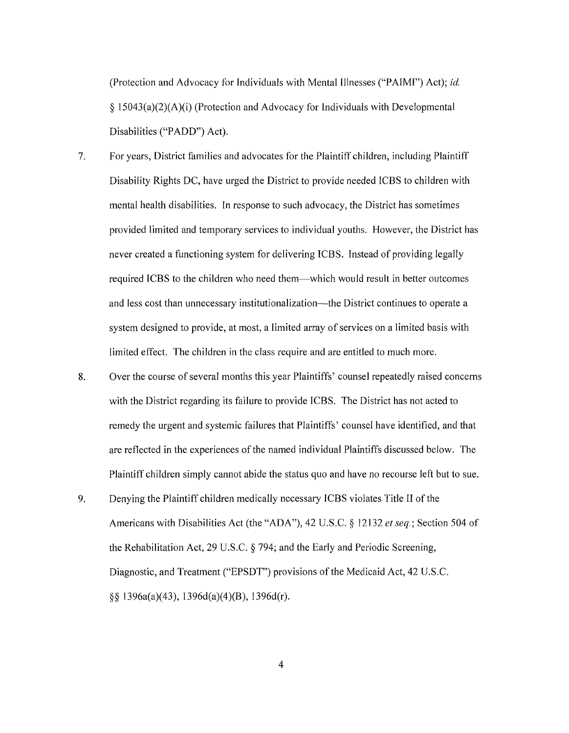(Protection and Advocacy for Individuals with Mental Illnesses ("PAIMI") Act); *id.* § 15043(a)(2)(A)(i) (Protection and Advocacy for Individuals with Developmental Disabilities ("PADD") Act).

7. For years, District families and advocates for the Plaintiff children, including Plaintiff Disability Rights DC, have urged the District to provide needed ICBS to children with mental health disabilities. In response to such advocacy, the District has sometimes provided limited and temporary services to individual youths. However, the District has never created a functioning system for delivering ICBS. Instead of providing legally required ICBS to the children who need them—which would result in better outcomes and less cost than unnecessary institutionalization—the District continues to operate a system designed to provide, at most, a limited array of services on a limited basis with limited effect. The children in the class require and are entitled to much more.

8. Over the course of several months this year Plaintiffs' counsel repeatedly raised concerns with the District regarding its failure to provide ICBS. The District has not acted to remedy the urgent and systemic failures that Plaintiffs' counsel have identified, and that are reflected in the experiences of the named individual Plaintiffs discussed below. The Plaintiff children simply cannot abide the status quo and have no recourse left but to sue.

9. Denying the Plaintiff children medically necessary ICBS violates Title II of the Americans with Disabilities Act (the "ADA"), 42 U.S.C. § 12132 *et seq.*; Section 504 of the Rehabilitation Act, 29 U.S.C. § 794; and the Early and Periodic Screening, Diagnostic, and Treatment ("EPSDT") provisions of the Medicaid Act, 42 U.S.C. §§ 1396a(a)(43), 1396d(a)(4)(B), 1396d(r).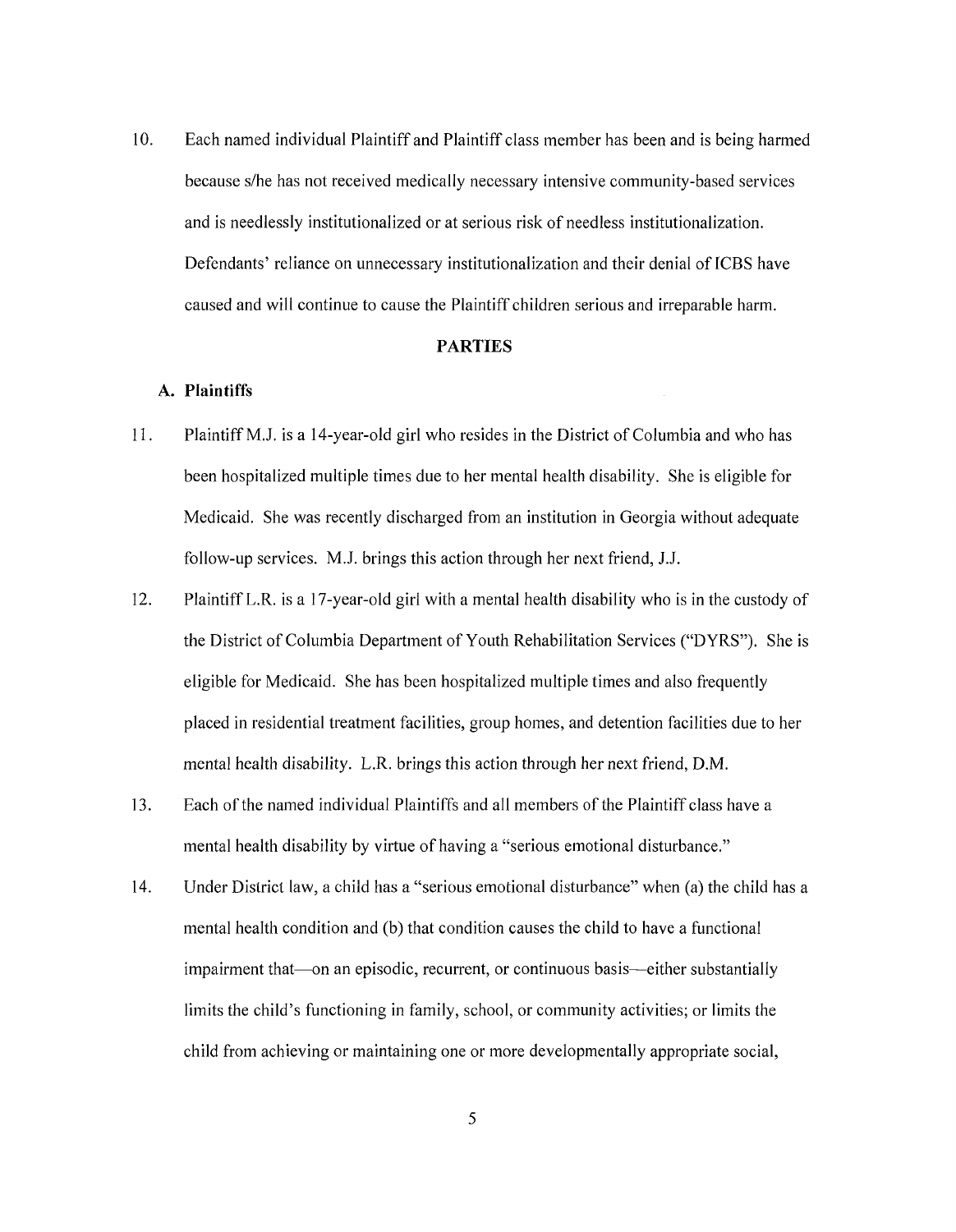10. Each named individual Plaintiff and Plaintiff class member has been and is being harmed because s/he has not received medically necessary intensive community-based services and is needlessly institutionalized or at serious risk of needless institutionalization. Defendants' reliance on unnecessary institutionalization and their denial of ICBS have caused and will continue to cause the Plaintiff children serious and irreparable harm.

## PARTIES

### A. Plaintiffs

11. Plaintiff M.J. is a 14-year-old girl who resides in the District of Columbia and who has been hospitalized multiple times due to her mental health disability. She is eligible for Medicaid. She was recently discharged from an institution in Georgia without adequate follow-up services. M.J. brings this action through her next friend, J.J.

12. Plaintiff L.R. is a 17-year-old girl with a mental health disability who is in the custody of the District of Columbia Department of Youth Rehabilitation Services ("DYRS"). She is eligible for Medicaid. She has been hospitalized multiple times and also frequently placed in residential treatment facilities, group homes, and detention facilities due to her mental health disability. L.R. brings this action through her next friend, D.M.

13. Each of the named individual Plaintiffs and all members of the Plaintiff class have a mental health disability by virtue of having a "serious emotional disturbance."

14. Under District law, a child has a "serious emotional disturbance" when (a) the child has a mental health condition and (b) that condition causes the child to have a functional impairment that—on an episodic, recurrent, or continuous basis—either substantially limits the child's functioning in family, school, or community activities; or limits the child from achieving or maintaining one or more developmentally appropriate social,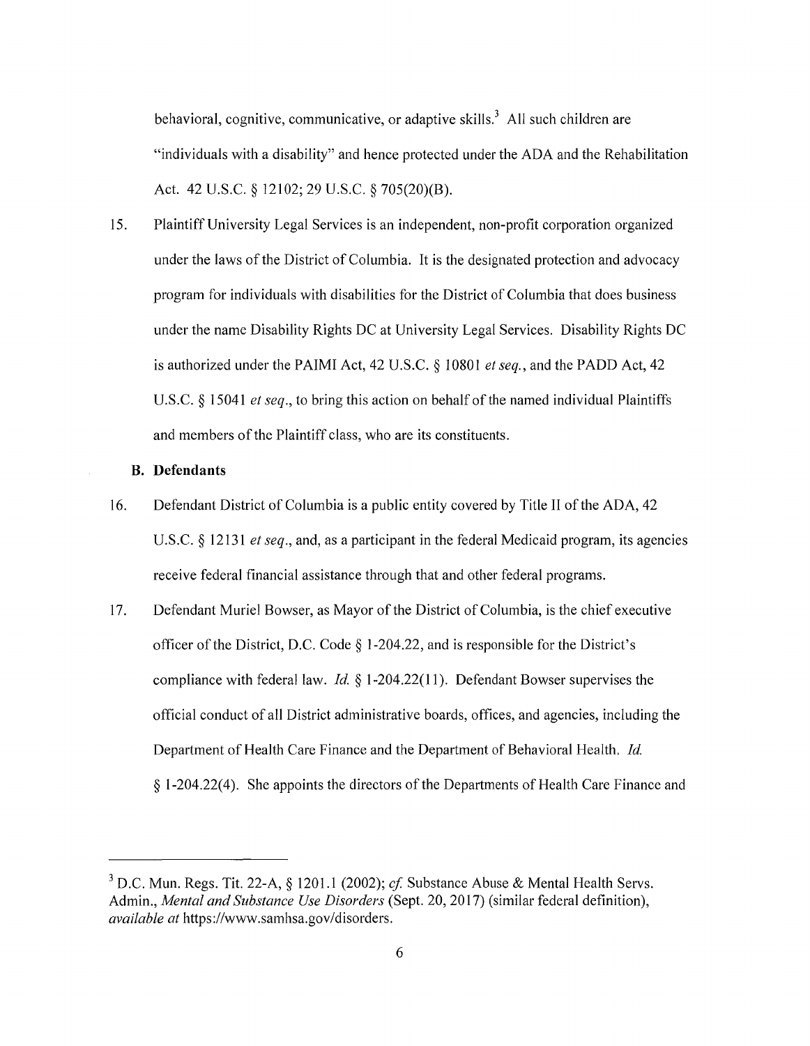behavioral, cognitive, communicative, or adaptive skills.[3] All such children are "individuals with a disability" and hence protected under the ADA and the Rehabilitation Act. 42 U.S.C. § 12102; 29 U.S.C. § 705(20)(B).

15. Plaintiff University Legal Services is an independent, non-profit corporation organized under the laws of the District of Columbia. It is the designated protection and advocacy program for individuals with disabilities for the District of Columbia that does business under the name Disability Rights DC at University Legal Services. Disability Rights DC is authorized under the PAIMI Act, 42 U.S.C. § 10801 *et seq.*, and the PADD Act, 42 U.S.C. § 15041 *et seq.*, to bring this action on behalf of the named individual Plaintiffs and members of the Plaintiff class, who are its constituents.

### B. Defendants

16. Defendant District of Columbia is a public entity covered by Title II of the ADA, 42 U.S.C. § 12131 *et seq.*, and, as a participant in the federal Medicaid program, its agencies receive federal financial assistance through that and other federal programs.

17. Defendant Muriel Bowser, as Mayor of the District of Columbia, is the chief executive officer of the District, D.C. Code § 1-204.22, and is responsible for the District's compliance with federal law. *Id.* § 1-204.22(11). Defendant Bowser supervises the official conduct of all District administrative boards, offices, and agencies, including the Department of Health Care Finance and the Department of Behavioral Health. *Id.* § 1-204.22(4). She appoints the directors of the Departments of Health Care Finance and

---

[3] D.C. Mun. Regs. Tit. 22-A, § 1201.1 (2002); *cf.* Substance Abuse & Mental Health Servs. Admin., *Mental and Substance Use Disorders* (Sept. 20, 2017) (similar federal definition), *available at* https://www.samhsa.gov/disorders.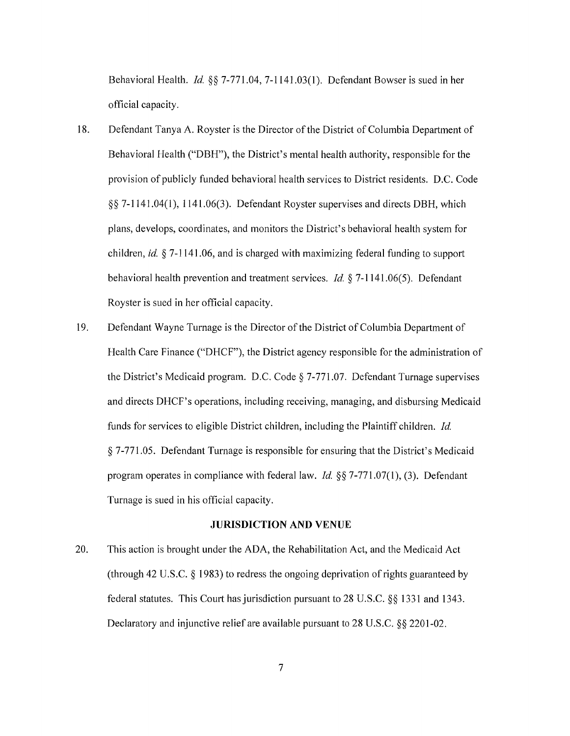Behavioral Health. *Id.* §§ 7-771.04, 7-1141.03(1). Defendant Bowser is sued in her official capacity.

18. Defendant Tanya A. Royster is the Director of the District of Columbia Department of Behavioral Health ("DBH"), the District's mental health authority, responsible for the provision of publicly funded behavioral health services to District residents. D.C. Code §§ 7-1141.04(1), 1141.06(3). Defendant Royster supervises and directs DBH, which plans, develops, coordinates, and monitors the District's behavioral health system for children, *id.* § 7-1141.06, and is charged with maximizing federal funding to support behavioral health prevention and treatment services. *Id.* § 7-1141.06(5). Defendant Royster is sued in her official capacity.

19. Defendant Wayne Turnage is the Director of the District of Columbia Department of Health Care Finance ("DHCF"), the District agency responsible for the administration of the District's Medicaid program. D.C. Code § 7-771.07. Defendant Turnage supervises and directs DHCF's operations, including receiving, managing, and disbursing Medicaid funds for services to eligible District children, including the Plaintiff children. *Id.* § 7-771.05. Defendant Turnage is responsible for ensuring that the District's Medicaid program operates in compliance with federal law. *Id.* §§ 7-771.07(1), (3). Defendant Turnage is sued in his official capacity.

## JURISDICTION AND VENUE

20. This action is brought under the ADA, the Rehabilitation Act, and the Medicaid Act (through 42 U.S.C. § 1983) to redress the ongoing deprivation of rights guaranteed by federal statutes. This Court has jurisdiction pursuant to 28 U.S.C. §§ 1331 and 1343. Declaratory and injunctive relief are available pursuant to 28 U.S.C. §§ 2201-02.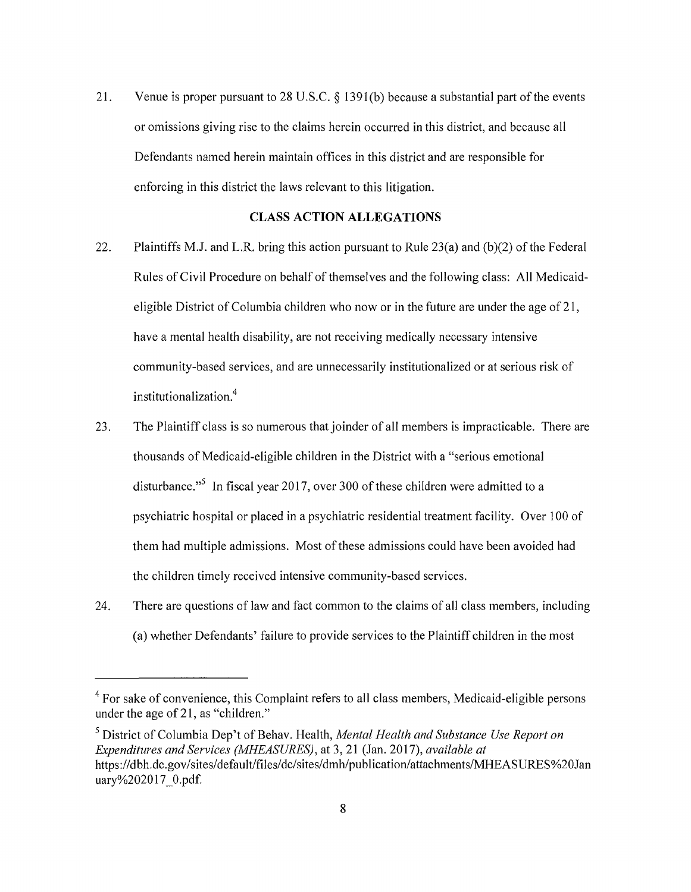21. Venue is proper pursuant to 28 U.S.C. § 1391(b) because a substantial part of the events or omissions giving rise to the claims herein occurred in this district, and because all Defendants named herein maintain offices in this district and are responsible for enforcing in this district the laws relevant to this litigation.

## CLASS ACTION ALLEGATIONS

22. Plaintiffs M.J. and L.R. bring this action pursuant to Rule 23(a) and (b)(2) of the Federal Rules of Civil Procedure on behalf of themselves and the following class: All Medicaid-eligible District of Columbia children who now or in the future are under the age of 21, have a mental health disability, are not receiving medically necessary intensive community-based services, and are unnecessarily institutionalized or at serious risk of institutionalization.[4]

23. The Plaintiff class is so numerous that joinder of all members is impracticable. There are thousands of Medicaid-eligible children in the District with a "serious emotional disturbance."[5] In fiscal year 2017, over 300 of these children were admitted to a psychiatric hospital or placed in a psychiatric residential treatment facility. Over 100 of them had multiple admissions. Most of these admissions could have been avoided had the children timely received intensive community-based services.

24. There are questions of law and fact common to the claims of all class members, including (a) whether Defendants' failure to provide services to the Plaintiff children in the most

---

[4] For sake of convenience, this Complaint refers to all class members, Medicaid-eligible persons under the age of 21, as "children."

[5] District of Columbia Dep't of Behav. Health, *Mental Health and Substance Use Report on Expenditures and Services (MHEASURES)*, at 3, 21 (Jan. 2017), *available at* https://dbh.dc.gov/sites/default/files/dc/sites/dmh/publication/attachments/MHEASURES%20January%202017_0.pdf.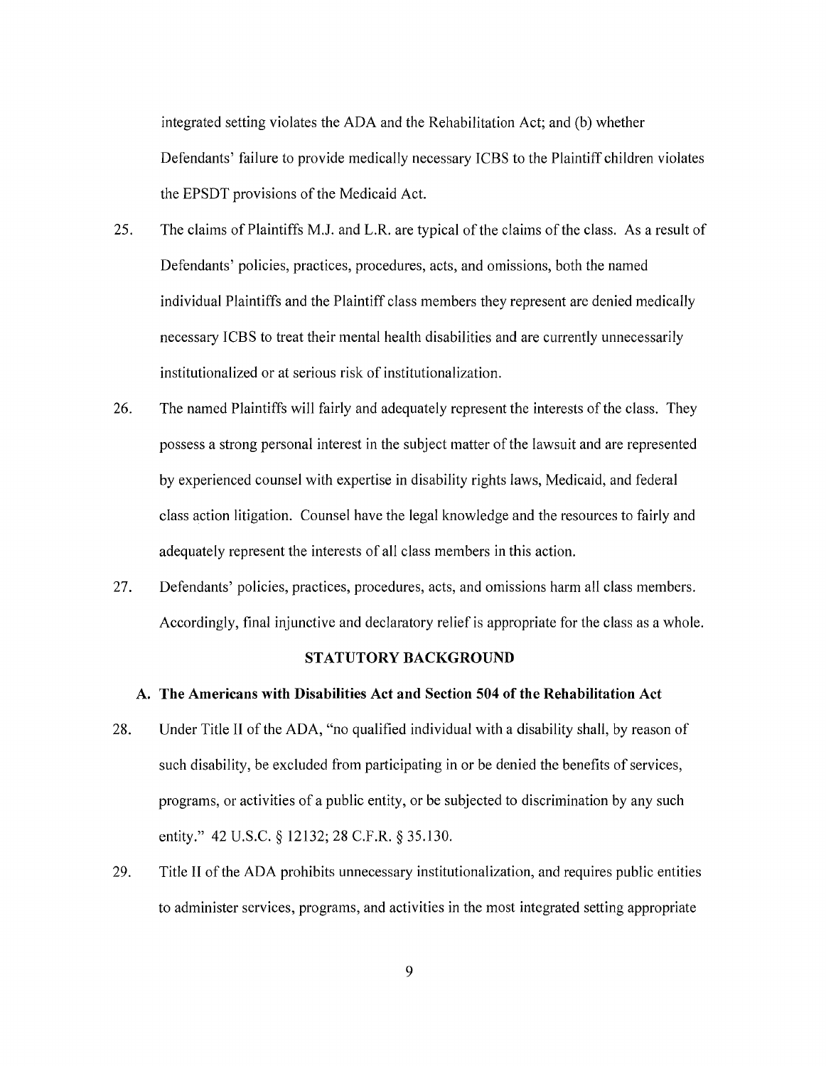integrated setting violates the ADA and the Rehabilitation Act; and (b) whether Defendants' failure to provide medically necessary ICBS to the Plaintiff children violates the EPSDT provisions of the Medicaid Act.

25. The claims of Plaintiffs M.J. and L.R. are typical of the claims of the class. As a result of Defendants' policies, practices, procedures, acts, and omissions, both the named individual Plaintiffs and the Plaintiff class members they represent are denied medically necessary ICBS to treat their mental health disabilities and are currently unnecessarily institutionalized or at serious risk of institutionalization.

26. The named Plaintiffs will fairly and adequately represent the interests of the class. They possess a strong personal interest in the subject matter of the lawsuit and are represented by experienced counsel with expertise in disability rights laws, Medicaid, and federal class action litigation. Counsel have the legal knowledge and the resources to fairly and adequately represent the interests of all class members in this action.

27. Defendants' policies, practices, procedures, acts, and omissions harm all class members. Accordingly, final injunctive and declaratory relief is appropriate for the class as a whole.

## STATUTORY BACKGROUND

### A. The Americans with Disabilities Act and Section 504 of the Rehabilitation Act

28. Under Title II of the ADA, "no qualified individual with a disability shall, by reason of such disability, be excluded from participating in or be denied the benefits of services, programs, or activities of a public entity, or be subjected to discrimination by any such entity." 42 U.S.C. § 12132; 28 C.F.R. § 35.130.

29. Title II of the ADA prohibits unnecessary institutionalization, and requires public entities to administer services, programs, and activities in the most integrated setting appropriate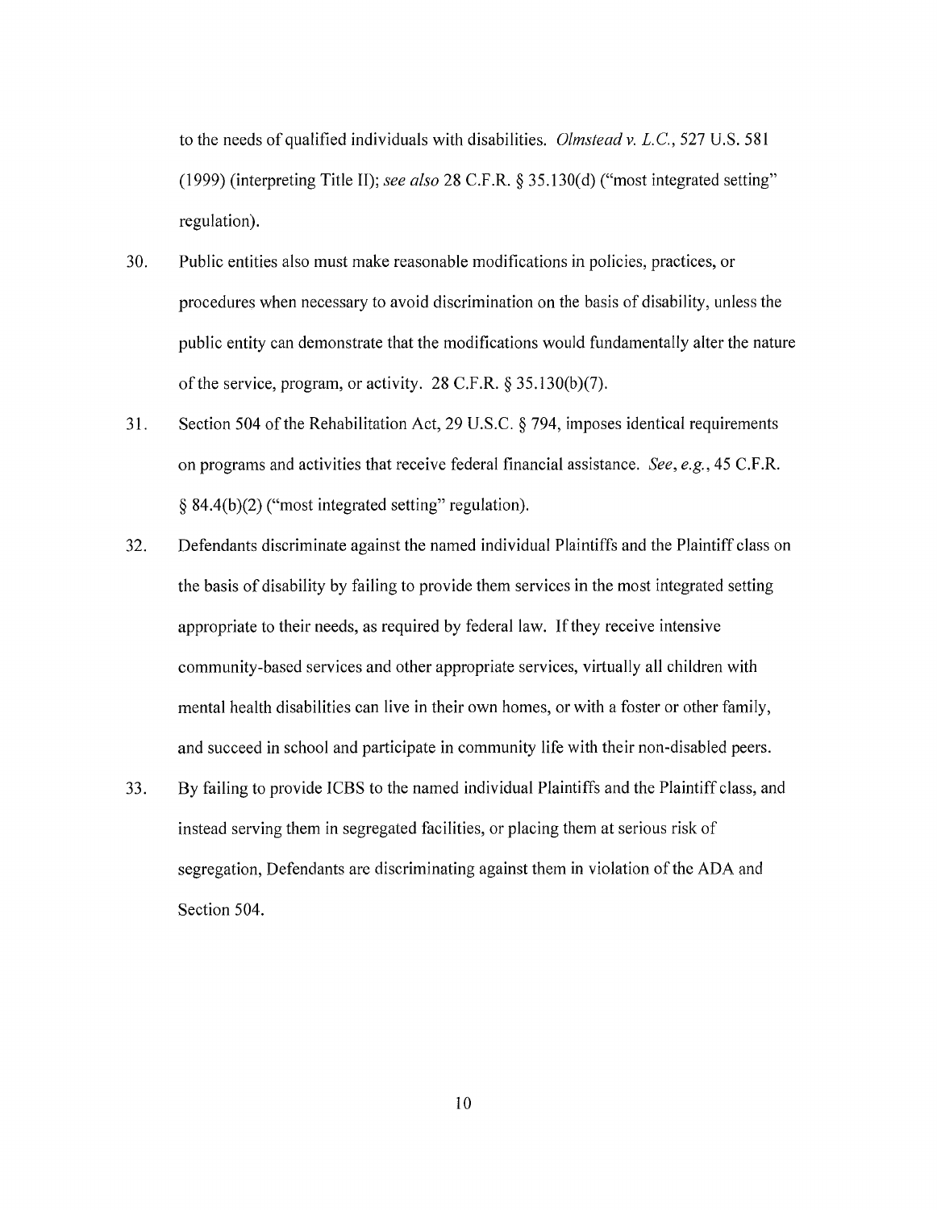to the needs of qualified individuals with disabilities. *Olmstead v. L.C.*, 527 U.S. 581 (1999) (interpreting Title II); *see also* 28 C.F.R. § 35.130(d) ("most integrated setting" regulation).

30. Public entities also must make reasonable modifications in policies, practices, or procedures when necessary to avoid discrimination on the basis of disability, unless the public entity can demonstrate that the modifications would fundamentally alter the nature of the service, program, or activity. 28 C.F.R. § 35.130(b)(7).

31. Section 504 of the Rehabilitation Act, 29 U.S.C. § 794, imposes identical requirements on programs and activities that receive federal financial assistance. *See, e.g.*, 45 C.F.R. § 84.4(b)(2) ("most integrated setting" regulation).

32. Defendants discriminate against the named individual Plaintiffs and the Plaintiff class on the basis of disability by failing to provide them services in the most integrated setting appropriate to their needs, as required by federal law. If they receive intensive community-based services and other appropriate services, virtually all children with mental health disabilities can live in their own homes, or with a foster or other family, and succeed in school and participate in community life with their non-disabled peers.

33. By failing to provide ICBS to the named individual Plaintiffs and the Plaintiff class, and instead serving them in segregated facilities, or placing them at serious risk of segregation, Defendants are discriminating against them in violation of the ADA and Section 504.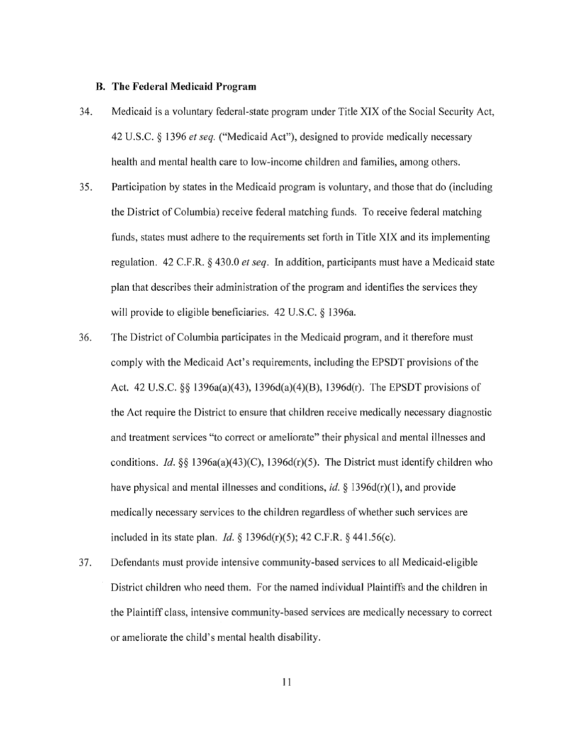### B. The Federal Medicaid Program

34. Medicaid is a voluntary federal-state program under Title XIX of the Social Security Act, 42 U.S.C. § 1396 *et seq.* ("Medicaid Act"), designed to provide medically necessary health and mental health care to low-income children and families, among others.

35. Participation by states in the Medicaid program is voluntary, and those that do (including the District of Columbia) receive federal matching funds. To receive federal matching funds, states must adhere to the requirements set forth in Title XIX and its implementing regulation. 42 C.F.R. § 430.0 *et seq.* In addition, participants must have a Medicaid state plan that describes their administration of the program and identifies the services they will provide to eligible beneficiaries. 42 U.S.C. § 1396a.

36. The District of Columbia participates in the Medicaid program, and it therefore must comply with the Medicaid Act's requirements, including the EPSDT provisions of the Act. 42 U.S.C. §§ 1396a(a)(43), 1396d(a)(4)(B), 1396d(r). The EPSDT provisions of the Act require the District to ensure that children receive medically necessary diagnostic and treatment services "to correct or ameliorate" their physical and mental illnesses and conditions. *Id.* §§ 1396a(a)(43)(C), 1396d(r)(5). The District must identify children who have physical and mental illnesses and conditions, *id.* § 1396d(r)(1), and provide medically necessary services to the children regardless of whether such services are included in its state plan. *Id.* § 1396d(r)(5); 42 C.F.R. § 441.56(c).

37. Defendants must provide intensive community-based services to all Medicaid-eligible District children who need them. For the named individual Plaintiffs and the children in the Plaintiff class, intensive community-based services are medically necessary to correct or ameliorate the child's mental health disability.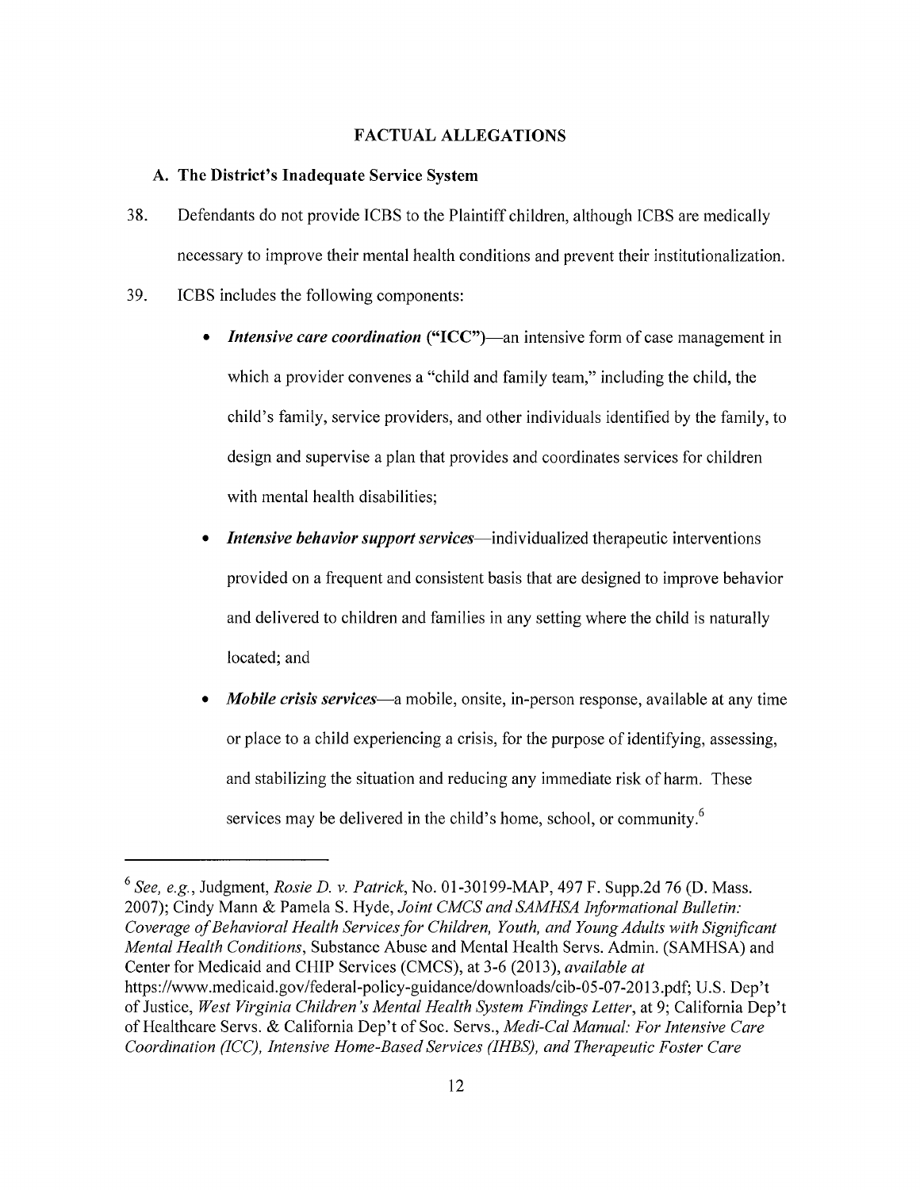## FACTUAL ALLEGATIONS

### A. The District's Inadequate Service System

38. Defendants do not provide ICBS to the Plaintiff children, although ICBS are medically necessary to improve their mental health conditions and prevent their institutionalization.

39. ICBS includes the following components:

- ***Intensive care coordination*** **("ICC")**—an intensive form of case management in which a provider convenes a "child and family team," including the child, the child's family, service providers, and other individuals identified by the family, to design and supervise a plan that provides and coordinates services for children with mental health disabilities;

- ***Intensive behavior support services***—individualized therapeutic interventions provided on a frequent and consistent basis that are designed to improve behavior and delivered to children and families in any setting where the child is naturally located; and

- ***Mobile crisis services***—a mobile, onsite, in-person response, available at any time or place to a child experiencing a crisis, for the purpose of identifying, assessing, and stabilizing the situation and reducing any immediate risk of harm. These services may be delivered in the child's home, school, or community.[6]

---

[6] *See, e.g.*, Judgment, *Rosie D. v. Patrick*, No. 01-30199-MAP, 497 F. Supp.2d 76 (D. Mass. 2007); Cindy Mann & Pamela S. Hyde, *Joint CMCS and SAMHSA Informational Bulletin: Coverage of Behavioral Health Services for Children, Youth, and Young Adults with Significant Mental Health Conditions*, Substance Abuse and Mental Health Servs. Admin. (SAMHSA) and Center for Medicaid and CHIP Services (CMCS), at 3-6 (2013), *available at* https://www.medicaid.gov/federal-policy-guidance/downloads/cib-05-07-2013.pdf; U.S. Dep't of Justice, *West Virginia Children's Mental Health System Findings Letter*, at 9; California Dep't of Healthcare Servs. & California Dep't of Soc. Servs., *Medi-Cal Manual: For Intensive Care Coordination (ICC), Intensive Home-Based Services (IHBS), and Therapeutic Foster Care*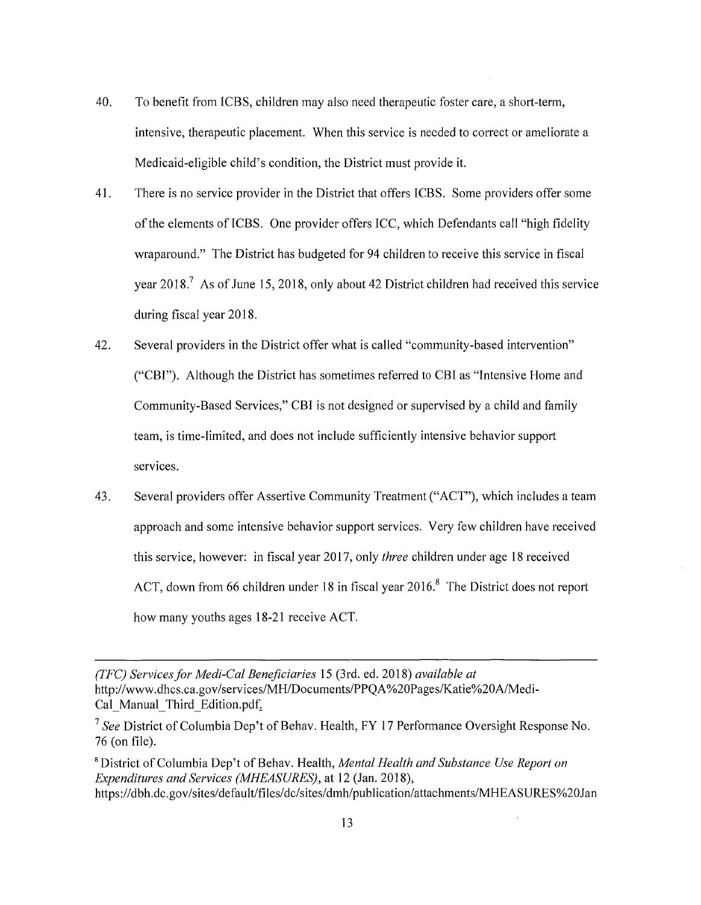40. To benefit from ICBS, children may also need therapeutic foster care, a short-term, intensive, therapeutic placement. When this service is needed to correct or ameliorate a Medicaid-eligible child's condition, the District must provide it.

41. There is no service provider in the District that offers ICBS. Some providers offer some of the elements of ICBS. One provider offers ICC, which Defendants call "high fidelity wraparound." The District has budgeted for 94 children to receive this service in fiscal year 2018.[7] As of June 15, 2018, only about 42 District children had received this service during fiscal year 2018.

42. Several providers in the District offer what is called "community-based intervention" ("CBI"). Although the District has sometimes referred to CBI as "Intensive Home and Community-Based Services," CBI is not designed or supervised by a child and family team, is time-limited, and does not include sufficiently intensive behavior support services.

43. Several providers offer Assertive Community Treatment ("ACT"), which includes a team approach and some intensive behavior support services. Very few children have received this service, however: in fiscal year 2017, only *three* children under age 18 received ACT, down from 66 children under 18 in fiscal year 2016.[8] The District does not report how many youths ages 18-21 receive ACT.

---

*(TFC) Services for Medi-Cal Beneficiaries* 15 (3rd. ed. 2018) *available at* http://www.dhcs.ca.gov/services/MH/Documents/PPQA%20Pages/Katie%20A/Medi-Cal_Manual_Third_Edition.pdf.

[7] *See* District of Columbia Dep't of Behav. Health, FY 17 Performance Oversight Response No. 76 (on file).

[8] District of Columbia Dep't of Behav. Health, *Mental Health and Substance Use Report on Expenditures and Services (MHEASURES)*, at 12 (Jan. 2018), https://dbh.dc.gov/sites/default/files/dc/sites/dmh/publication/attachments/MHEASURES%20Jan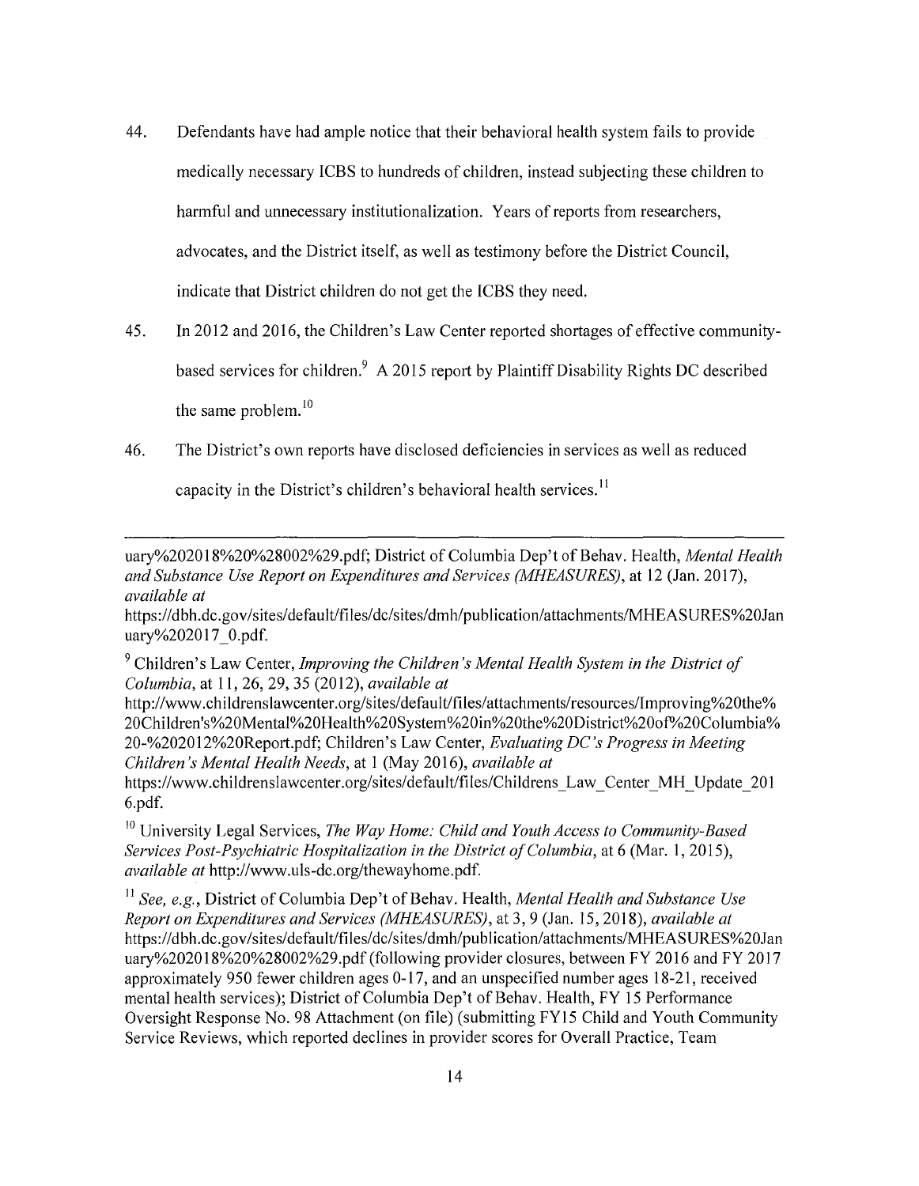44. Defendants have had ample notice that their behavioral health system fails to provide medically necessary ICBS to hundreds of children, instead subjecting these children to harmful and unnecessary institutionalization. Years of reports from researchers, advocates, and the District itself, as well as testimony before the District Council, indicate that District children do not get the ICBS they need.

45. In 2012 and 2016, the Children's Law Center reported shortages of effective community-based services for children.[9] A 2015 report by Plaintiff Disability Rights DC described the same problem.[10]

46. The District's own reports have disclosed deficiencies in services as well as reduced capacity in the District's children's behavioral health services.[11]

---

uary%202018%20%28002%29.pdf; District of Columbia Dep't of Behav. Health, *Mental Health and Substance Use Report on Expenditures and Services (MHEASURES)*, at 12 (Jan. 2017), *available at* https://dbh.dc.gov/sites/default/files/dc/sites/dmh/publication/attachments/MHEASURES%20January%202017_0.pdf.

[9] Children's Law Center, *Improving the Children's Mental Health System in the District of Columbia*, at 11, 26, 29, 35 (2012), *available at* http://www.childrenslawcenter.org/sites/default/files/attachments/resources/Improving%20the%20Children's%20Mental%20Health%20System%20in%20the%20District%20of%20Columbia%20-%202012%20Report.pdf; Children's Law Center, *Evaluating DC's Progress in Meeting Children's Mental Health Needs*, at 1 (May 2016), *available at* https://www.childrenslawcenter.org/sites/default/files/Childrens_Law_Center_MH_Update_2016.pdf.

[10] University Legal Services, *The Way Home: Child and Youth Access to Community-Based Services Post-Psychiatric Hospitalization in the District of Columbia*, at 6 (Mar. 1, 2015), *available at* http://www.uls-dc.org/thewayhome.pdf.

[11] *See, e.g.*, District of Columbia Dep't of Behav. Health, *Mental Health and Substance Use Report on Expenditures and Services (MHEASURES)*, at 3, 9 (Jan. 15, 2018), *available at* https://dbh.dc.gov/sites/default/files/dc/sites/dmh/publication/attachments/MHEASURES%20January%202018%20%28002%29.pdf (following provider closures, between FY 2016 and FY 2017 approximately 950 fewer children ages 0-17, and an unspecified number ages 18-21, received mental health services); District of Columbia Dep't of Behav. Health, FY 15 Performance Oversight Response No. 98 Attachment (on file) (submitting FY15 Child and Youth Community Service Reviews, which reported declines in provider scores for Overall Practice, Team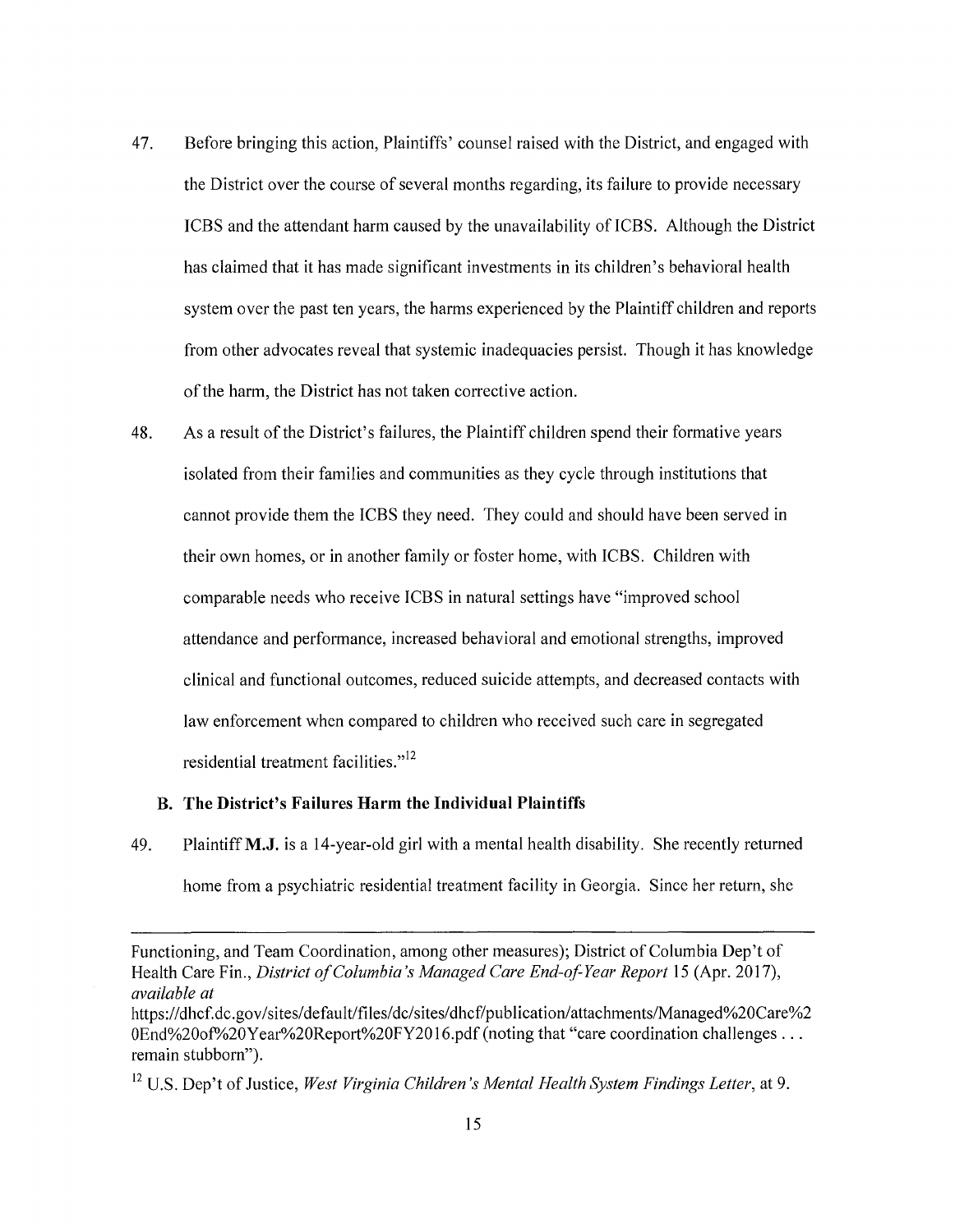47. Before bringing this action, Plaintiffs' counsel raised with the District, and engaged with the District over the course of several months regarding, its failure to provide necessary ICBS and the attendant harm caused by the unavailability of ICBS. Although the District has claimed that it has made significant investments in its children's behavioral health system over the past ten years, the harms experienced by the Plaintiff children and reports from other advocates reveal that systemic inadequacies persist. Though it has knowledge of the harm, the District has not taken corrective action.

48. As a result of the District's failures, the Plaintiff children spend their formative years isolated from their families and communities as they cycle through institutions that cannot provide them the ICBS they need. They could and should have been served in their own homes, or in another family or foster home, with ICBS. Children with comparable needs who receive ICBS in natural settings have "improved school attendance and performance, increased behavioral and emotional strengths, improved clinical and functional outcomes, reduced suicide attempts, and decreased contacts with law enforcement when compared to children who received such care in segregated residential treatment facilities."[12]

### B. The District's Failures Harm the Individual Plaintiffs

49. Plaintiff **M.J.** is a 14-year-old girl with a mental health disability. She recently returned home from a psychiatric residential treatment facility in Georgia. Since her return, she

---

Functioning, and Team Coordination, among other measures); District of Columbia Dep't of Health Care Fin., *District of Columbia's Managed Care End-of-Year Report* 15 (Apr. 2017), *available at* https://dhcf.dc.gov/sites/default/files/dc/sites/dhcf/publication/attachments/Managed%20Care%20End%20of%20Year%20Report%20FY2016.pdf (noting that "care coordination challenges . . . remain stubborn").

[12] U.S. Dep't of Justice, *West Virginia Children's Mental Health System Findings Letter*, at 9.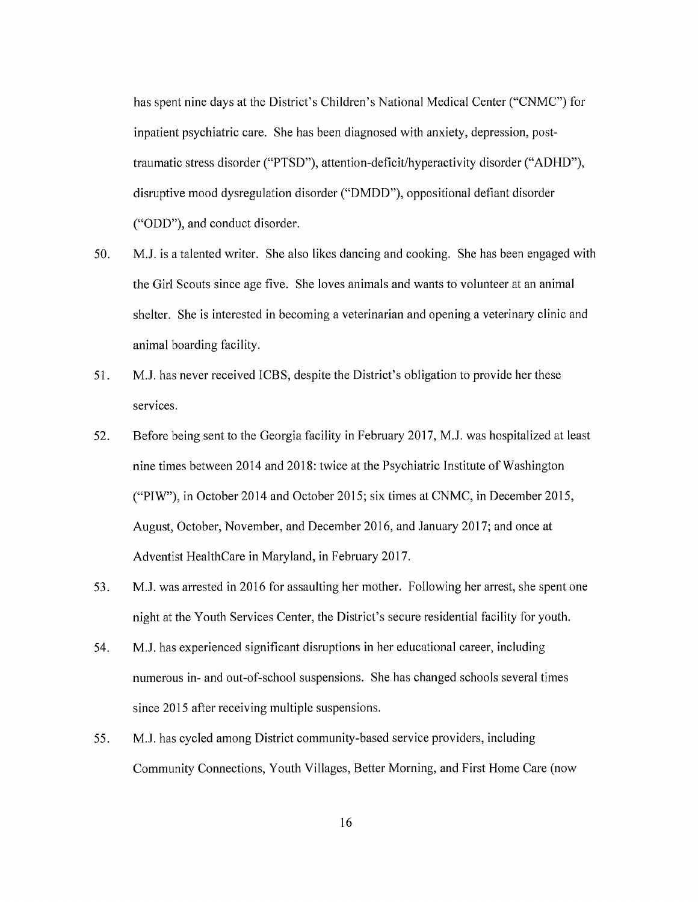has spent nine days at the District's Children's National Medical Center ("CNMC") for inpatient psychiatric care. She has been diagnosed with anxiety, depression, post-traumatic stress disorder ("PTSD"), attention-deficit/hyperactivity disorder ("ADHD"), disruptive mood dysregulation disorder ("DMDD"), oppositional defiant disorder ("ODD"), and conduct disorder.

50. M.J. is a talented writer. She also likes dancing and cooking. She has been engaged with the Girl Scouts since age five. She loves animals and wants to volunteer at an animal shelter. She is interested in becoming a veterinarian and opening a veterinary clinic and animal boarding facility.

51. M.J. has never received ICBS, despite the District's obligation to provide her these services.

52. Before being sent to the Georgia facility in February 2017, M.J. was hospitalized at least nine times between 2014 and 2018: twice at the Psychiatric Institute of Washington ("PIW"), in October 2014 and October 2015; six times at CNMC, in December 2015, August, October, November, and December 2016, and January 2017; and once at Adventist HealthCare in Maryland, in February 2017.

53. M.J. was arrested in 2016 for assaulting her mother. Following her arrest, she spent one night at the Youth Services Center, the District's secure residential facility for youth.

54. M.J. has experienced significant disruptions in her educational career, including numerous in- and out-of-school suspensions. She has changed schools several times since 2015 after receiving multiple suspensions.

55. M.J. has cycled among District community-based service providers, including Community Connections, Youth Villages, Better Morning, and First Home Care (now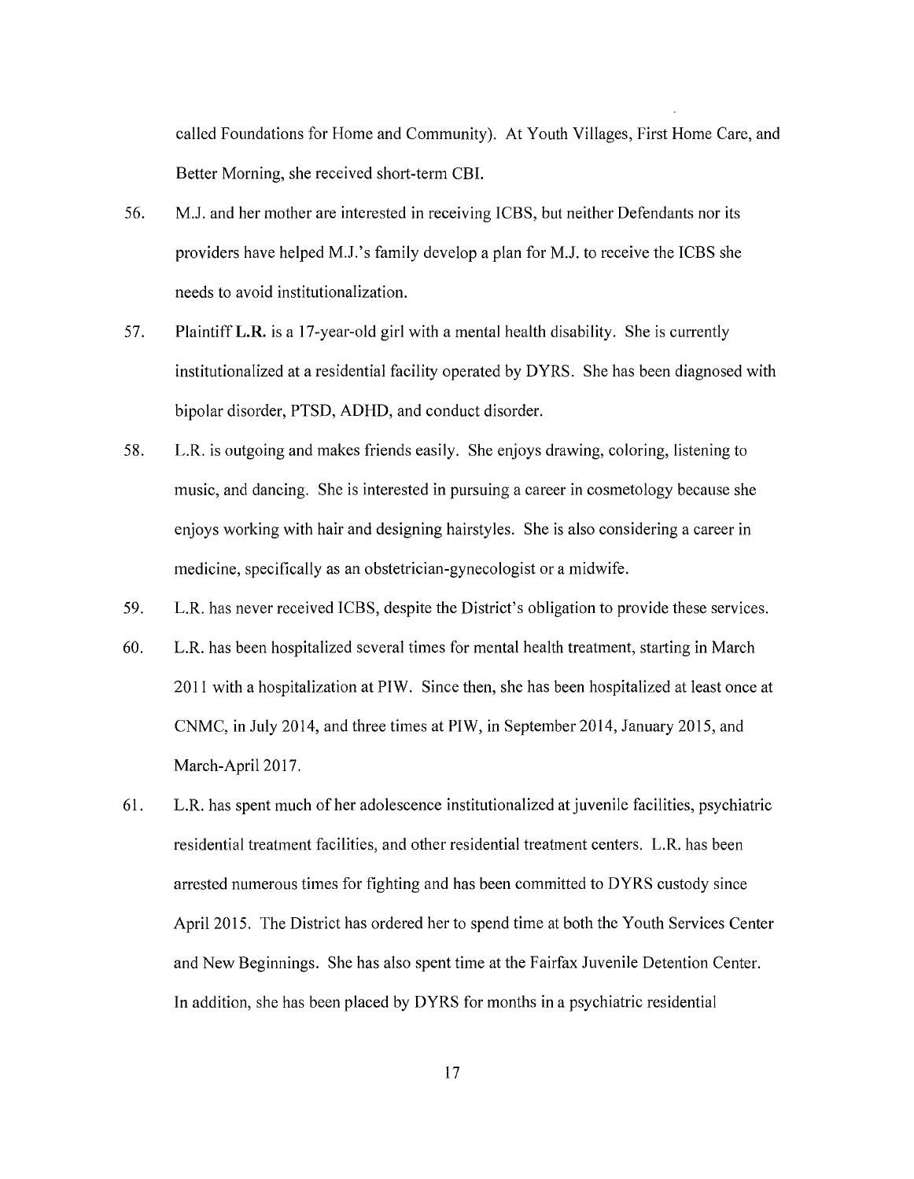called Foundations for Home and Community). At Youth Villages, First Home Care, and Better Morning, she received short-term CBI.

56. M.J. and her mother are interested in receiving ICBS, but neither Defendants nor its providers have helped M.J.'s family develop a plan for M.J. to receive the ICBS she needs to avoid institutionalization.

57. Plaintiff **L.R.** is a 17-year-old girl with a mental health disability. She is currently institutionalized at a residential facility operated by DYRS. She has been diagnosed with bipolar disorder, PTSD, ADHD, and conduct disorder.

58. L.R. is outgoing and makes friends easily. She enjoys drawing, coloring, listening to music, and dancing. She is interested in pursuing a career in cosmetology because she enjoys working with hair and designing hairstyles. She is also considering a career in medicine, specifically as an obstetrician-gynecologist or a midwife.

59. L.R. has never received ICBS, despite the District's obligation to provide these services.

60. L.R. has been hospitalized several times for mental health treatment, starting in March 2011 with a hospitalization at PIW. Since then, she has been hospitalized at least once at CNMC, in July 2014, and three times at PIW, in September 2014, January 2015, and March-April 2017.

61. L.R. has spent much of her adolescence institutionalized at juvenile facilities, psychiatric residential treatment facilities, and other residential treatment centers. L.R. has been arrested numerous times for fighting and has been committed to DYRS custody since April 2015. The District has ordered her to spend time at both the Youth Services Center and New Beginnings. She has also spent time at the Fairfax Juvenile Detention Center. In addition, she has been placed by DYRS for months in a psychiatric residential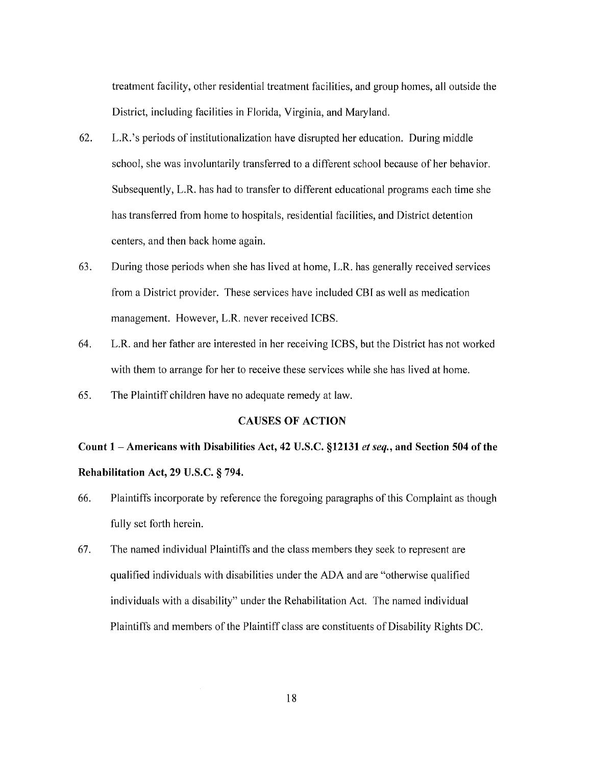treatment facility, other residential treatment facilities, and group homes, all outside the District, including facilities in Florida, Virginia, and Maryland.

62. L.R.'s periods of institutionalization have disrupted her education. During middle school, she was involuntarily transferred to a different school because of her behavior. Subsequently, L.R. has had to transfer to different educational programs each time she has transferred from home to hospitals, residential facilities, and District detention centers, and then back home again.

63. During those periods when she has lived at home, L.R. has generally received services from a District provider. These services have included CBI as well as medication management. However, L.R. never received ICBS.

64. L.R. and her father are interested in her receiving ICBS, but the District has not worked with them to arrange for her to receive these services while she has lived at home.

65. The Plaintiff children have no adequate remedy at law.

## CAUSES OF ACTION

**Count 1 – Americans with Disabilities Act, 42 U.S.C. §12131 *et seq.*, and Section 504 of the Rehabilitation Act, 29 U.S.C. § 794.**

66. Plaintiffs incorporate by reference the foregoing paragraphs of this Complaint as though fully set forth herein.

67. The named individual Plaintiffs and the class members they seek to represent are qualified individuals with disabilities under the ADA and are "otherwise qualified individuals with a disability" under the Rehabilitation Act. The named individual Plaintiffs and members of the Plaintiff class are constituents of Disability Rights DC.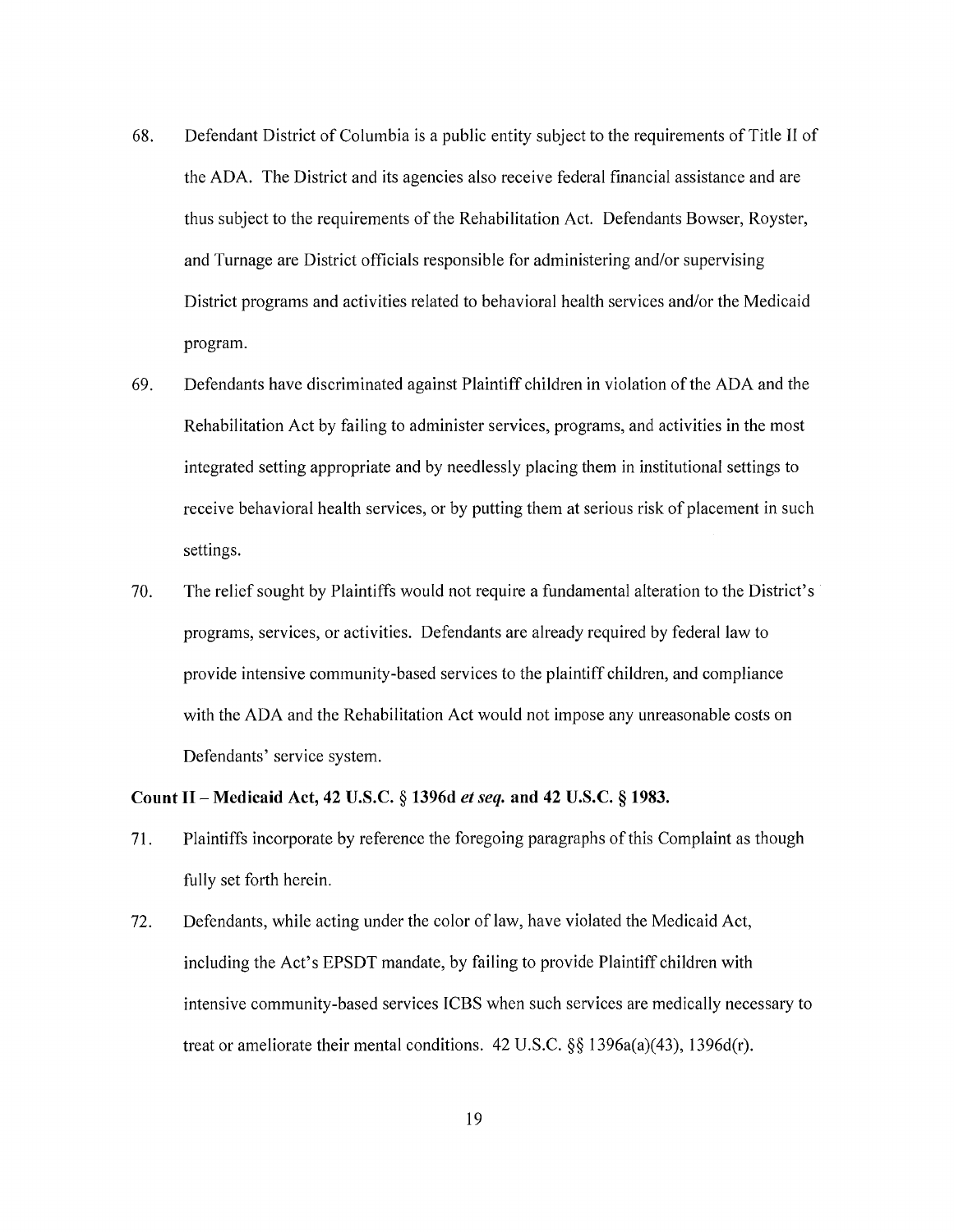68. Defendant District of Columbia is a public entity subject to the requirements of Title II of the ADA. The District and its agencies also receive federal financial assistance and are thus subject to the requirements of the Rehabilitation Act. Defendants Bowser, Royster, and Turnage are District officials responsible for administering and/or supervising District programs and activities related to behavioral health services and/or the Medicaid program.

69. Defendants have discriminated against Plaintiff children in violation of the ADA and the Rehabilitation Act by failing to administer services, programs, and activities in the most integrated setting appropriate and by needlessly placing them in institutional settings to receive behavioral health services, or by putting them at serious risk of placement in such settings.

70. The relief sought by Plaintiffs would not require a fundamental alteration to the District's programs, services, or activities. Defendants are already required by federal law to provide intensive community-based services to the plaintiff children, and compliance with the ADA and the Rehabilitation Act would not impose any unreasonable costs on Defendants' service system.

**Count II – Medicaid Act, 42 U.S.C. § 1396d *et seq.* and 42 U.S.C. § 1983.**

71. Plaintiffs incorporate by reference the foregoing paragraphs of this Complaint as though fully set forth herein.

72. Defendants, while acting under the color of law, have violated the Medicaid Act, including the Act's EPSDT mandate, by failing to provide Plaintiff children with intensive community-based services ICBS when such services are medically necessary to treat or ameliorate their mental conditions. 42 U.S.C. §§ 1396a(a)(43), 1396d(r).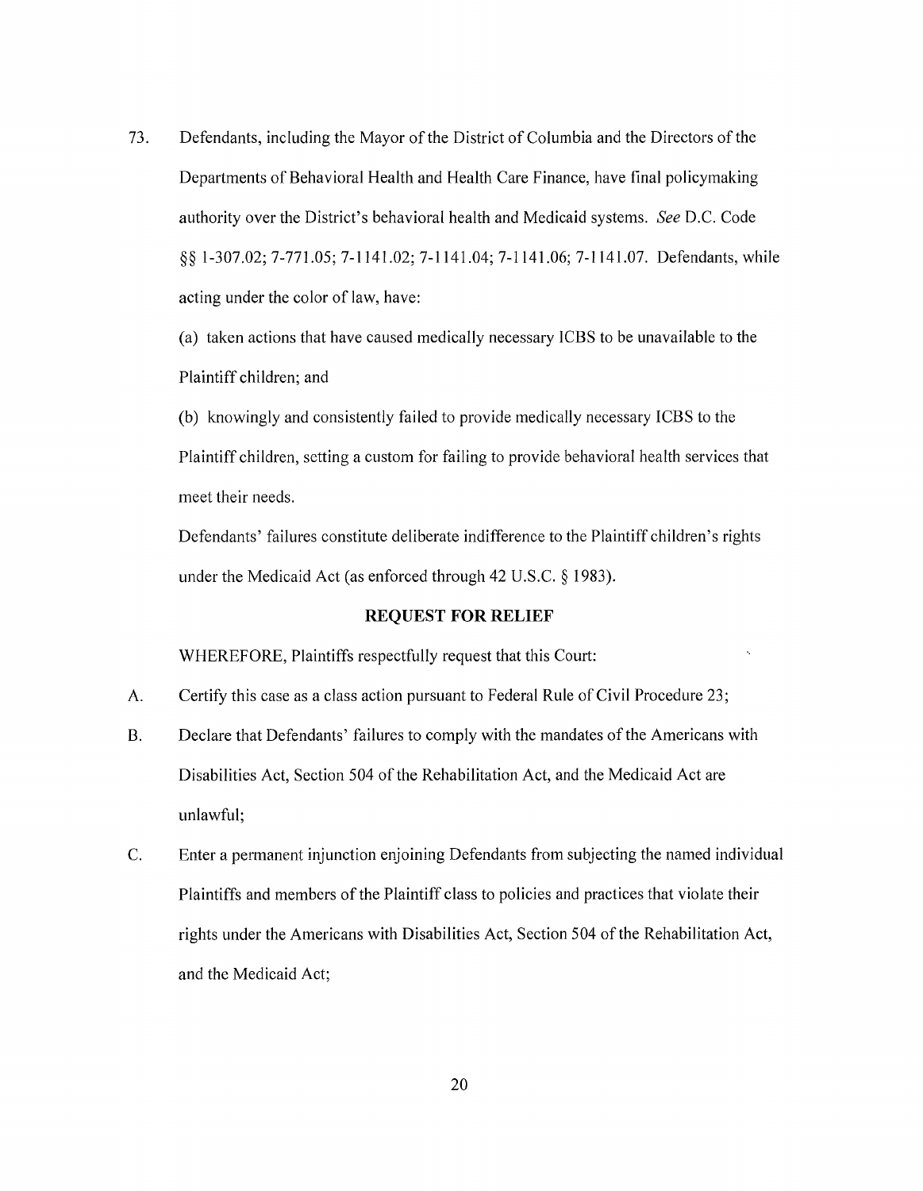73. Defendants, including the Mayor of the District of Columbia and the Directors of the Departments of Behavioral Health and Health Care Finance, have final policymaking authority over the District's behavioral health and Medicaid systems. *See* D.C. Code §§ 1-307.02; 7-771.05; 7-1141.02; 7-1141.04; 7-1141.06; 7-1141.07. Defendants, while acting under the color of law, have:

    (a) taken actions that have caused medically necessary ICBS to be unavailable to the Plaintiff children; and

    (b) knowingly and consistently failed to provide medically necessary ICBS to the Plaintiff children, setting a custom for failing to provide behavioral health services that meet their needs.

    Defendants' failures constitute deliberate indifference to the Plaintiff children's rights under the Medicaid Act (as enforced through 42 U.S.C. § 1983).

**REQUEST FOR RELIEF**

WHEREFORE, Plaintiffs respectfully request that this Court:

A. Certify this case as a class action pursuant to Federal Rule of Civil Procedure 23;

B. Declare that Defendants' failures to comply with the mandates of the Americans with Disabilities Act, Section 504 of the Rehabilitation Act, and the Medicaid Act are unlawful;

C. Enter a permanent injunction enjoining Defendants from subjecting the named individual Plaintiffs and members of the Plaintiff class to policies and practices that violate their rights under the Americans with Disabilities Act, Section 504 of the Rehabilitation Act, and the Medicaid Act;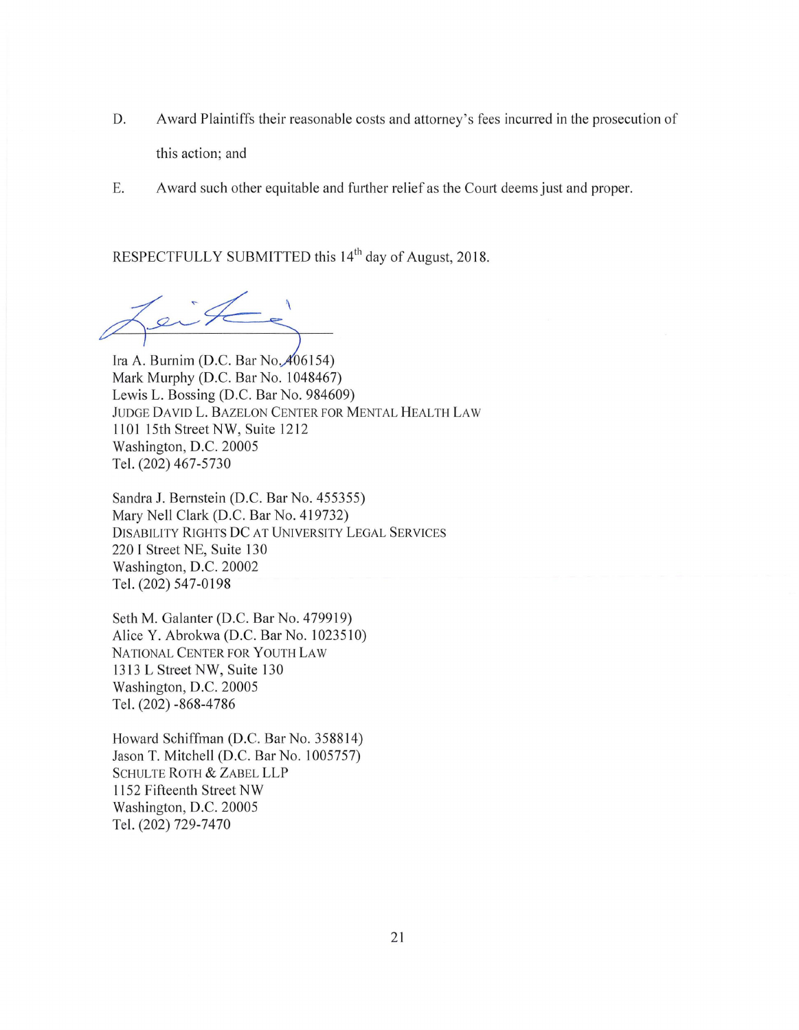D. Award Plaintiffs their reasonable costs and attorney's fees incurred in the prosecution of this action; and

E. Award such other equitable and further relief as the Court deems just and proper.

RESPECTFULLY SUBMITTED this 14th day of August, 2018.

Ira A. Burnim (D.C. Bar No. 406154)
Mark Murphy (D.C. Bar No. 1048467)
Lewis L. Bossing (D.C. Bar No. 984609)
JUDGE DAVID L. BAZELON CENTER FOR MENTAL HEALTH LAW
1101 15th Street NW, Suite 1212
Washington, D.C. 20005
Tel. (202) 467-5730

Sandra J. Bernstein (D.C. Bar No. 455355)
Mary Nell Clark (D.C. Bar No. 419732)
DISABILITY RIGHTS DC AT UNIVERSITY LEGAL SERVICES
220 I Street NE, Suite 130
Washington, D.C. 20002
Tel. (202) 547-0198

Seth M. Galanter (D.C. Bar No. 479919)
Alice Y. Abrokwa (D.C. Bar No. 1023510)
NATIONAL CENTER FOR YOUTH LAW
1313 L Street NW, Suite 130
Washington, D.C. 20005
Tel. (202) -868-4786

Howard Schiffman (D.C. Bar No. 358814)
Jason T. Mitchell (D.C. Bar No. 1005757)
SCHULTE ROTH & ZABEL LLP
1152 Fifteenth Street NW
Washington, D.C. 20005
Tel. (202) 729-7470